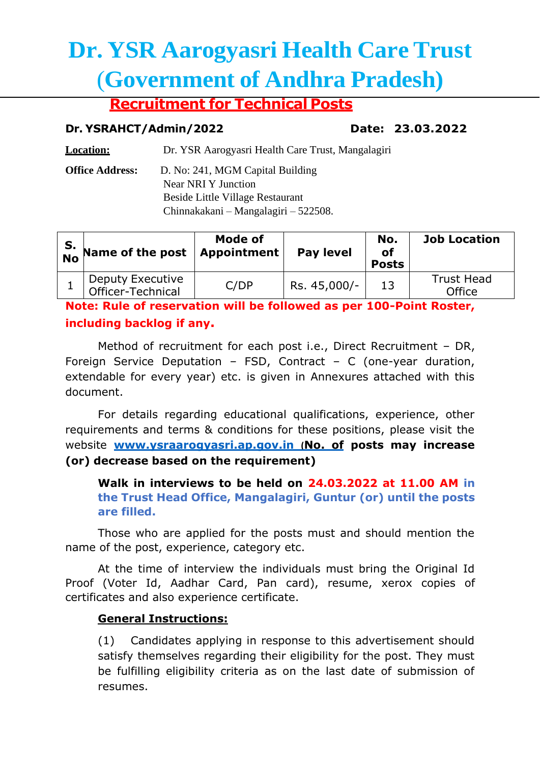# Dr. YSR Aarogyasri Health Care Trust (Government of Andhra Pradesh)

## Recruitment for Technical Posts

**Dr. YSRAHCT/Admin/2022** **Date: 23.03.2022**

**Location:** Dr. YSR Aarogyasri Health Care Trust, Mangalagiri

**Office Address:** D. No: 241, MGM Capital Building
Near NRI Y Junction
Beside Little Village Restaurant
Chinnakakani – Mangalagiri – 522508.

| S. No | Name of the post | Mode of Appointment | Pay level | No. of Posts | Job Location |
|---|---|---|---|---|---|
| 1 | Deputy Executive Officer-Technical | C/DP | Rs. 45,000/- | 13 | Trust Head Office |

**Note: Rule of reservation will be followed as per 100-Point Roster, including backlog if any.**

Method of recruitment for each post i.e., Direct Recruitment – DR, Foreign Service Deputation – FSD, Contract – C (one-year duration, extendable for every year) etc. is given in Annexures attached with this document.

For details regarding educational qualifications, experience, other requirements and terms & conditions for these positions, please visit the website www.ysraarogyasri.ap.gov.in **(No. of posts may increase (or) decrease based on the requirement)**

**Walk in interviews to be held on 24.03.2022 at 11.00 AM in the Trust Head Office, Mangalagiri, Guntur (or) until the posts are filled.**

Those who are applied for the posts must and should mention the name of the post, experience, category etc.

At the time of interview the individuals must bring the Original Id Proof (Voter Id, Aadhar Card, Pan card), resume, xerox copies of certificates and also experience certificate.

**General Instructions:**

(1) Candidates applying in response to this advertisement should satisfy themselves regarding their eligibility for the post. They must be fulfilling eligibility criteria as on the last date of submission of resumes.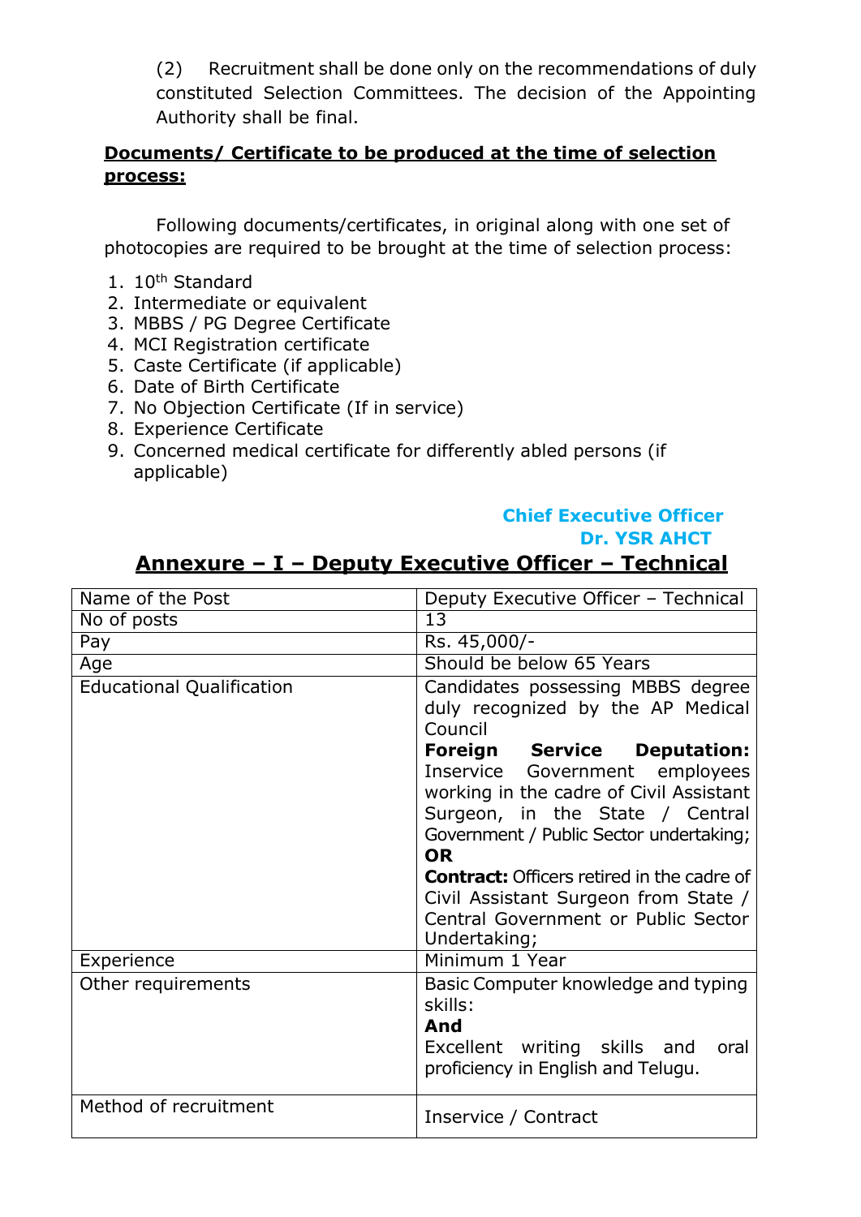(2) Recruitment shall be done only on the recommendations of duly constituted Selection Committees. The decision of the Appointing Authority shall be final.

**Documents/ Certificate to be produced at the time of selection process:**

Following documents/certificates, in original along with one set of photocopies are required to be brought at the time of selection process:

1. 10th Standard
2. Intermediate or equivalent
3. MBBS / PG Degree Certificate
4. MCI Registration certificate
5. Caste Certificate (if applicable)
6. Date of Birth Certificate
7. No Objection Certificate (If in service)
8. Experience Certificate
9. Concerned medical certificate for differently abled persons (if applicable)

**Chief Executive Officer**
**Dr. YSR AHCT**

## Annexure – I – Deputy Executive Officer – Technical

| | |
|---|---|
| Name of the Post | Deputy Executive Officer – Technical |
| No of posts | 13 |
| Pay | Rs. 45,000/- |
| Age | Should be below 65 Years |
| Educational Qualification | Candidates possessing MBBS degree duly recognized by the AP Medical Council<br>**Foreign Service Deputation:** Inservice Government employees working in the cadre of Civil Assistant Surgeon, in the State / Central Government / Public Sector undertaking;<br>**OR**<br>**Contract:** Officers retired in the cadre of Civil Assistant Surgeon from State / Central Government or Public Sector Undertaking; |
| Experience | Minimum 1 Year |
| Other requirements | Basic Computer knowledge and typing skills:<br>**And**<br>Excellent writing skills and oral proficiency in English and Telugu. |
| Method of recruitment | Inservice / Contract |